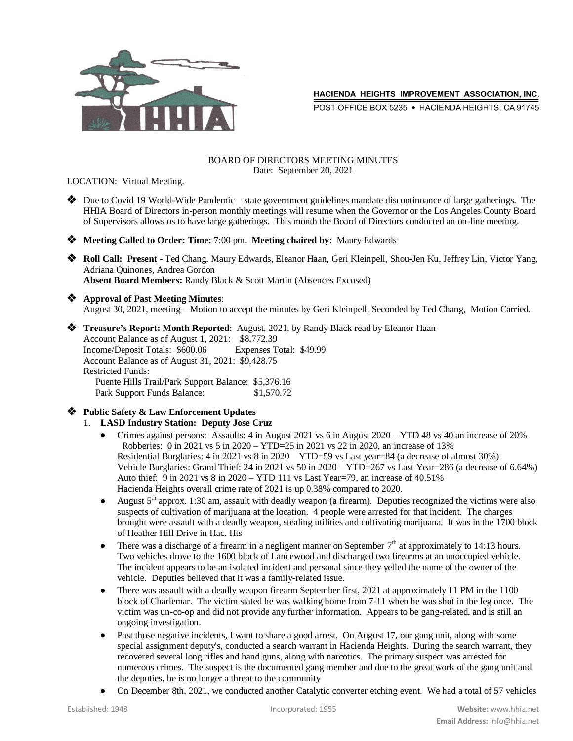HACIENDA HEIGHTS IMPROVEMENT ASSOCIATION, INC.
POST OFFICE BOX 5235 • HACIENDA HEIGHTS, CA 91745

# BOARD OF DIRECTORS MEETING MINUTES
Date: September 20, 2021

LOCATION: Virtual Meeting.

- Due to Covid 19 World-Wide Pandemic – state government guidelines mandate discontinuance of large gatherings. The HHIA Board of Directors in-person monthly meetings will resume when the Governor or the Los Angeles County Board of Supervisors allows us to have large gatherings. This month the Board of Directors conducted an on-line meeting.

- **Meeting Called to Order: Time:** 7:00 pm**. Meeting chaired by**: Maury Edwards

- **Roll Call: Present -** Ted Chang, Maury Edwards, Eleanor Haan, Geri Kleinpell, Shou-Jen Ku, Jeffrey Lin, Victor Yang, Adriana Quinones, Andrea Gordon
  **Absent Board Members:** Randy Black & Scott Martin (Absences Excused)

- **Approval of Past Meeting Minutes**:
  August 30, 2021, meeting – Motion to accept the minutes by Geri Kleinpell, Seconded by Ted Chang, Motion Carried.

- **Treasure's Report: Month Reported**: August, 2021, by Randy Black read by Eleanor Haan
  Account Balance as of August 1, 2021: $8,772.39
  Income/Deposit Totals: $600.06 Expenses Total: $49.99
  Account Balance as of August 31, 2021: $9,428.75
  Restricted Funds:
  Puente Hills Trail/Park Support Balance: $5,376.16
  Park Support Funds Balance: $1,570.72

- **Public Safety & Law Enforcement Updates**
  1. **LASD Industry Station: Deputy Jose Cruz**
     - Crimes against persons: Assaults: 4 in August 2021 vs 6 in August 2020 – YTD 48 vs 40 an increase of 20%
       Robberies: 0 in 2021 vs 5 in 2020 – YTD=25 in 2021 vs 22 in 2020, an increase of 13%
       Residential Burglaries: 4 in 2021 vs 8 in 2020 – YTD=59 vs Last year=84 (a decrease of almost 30%)
       Vehicle Burglaries: Grand Thief: 24 in 2021 vs 50 in 2020 – YTD=267 vs Last Year=286 (a decrease of 6.64%)
       Auto thief: 9 in 2021 vs 8 in 2020 – YTD 111 vs Last Year=79, an increase of 40.51%
       Hacienda Heights overall crime rate of 2021 is up 0.38% compared to 2020.
     - August 5th approx. 1:30 am, assault with deadly weapon (a firearm). Deputies recognized the victims were also suspects of cultivation of marijuana at the location. 4 people were arrested for that incident. The charges brought were assault with a deadly weapon, stealing utilities and cultivating marijuana. It was in the 1700 block of Heather Hill Drive in Hac. Hts
     - There was a discharge of a firearm in a negligent manner on September 7th at approximately to 14:13 hours. Two vehicles drove to the 1600 block of Lancewood and discharged two firearms at an unoccupied vehicle. The incident appears to be an isolated incident and personal since they yelled the name of the owner of the vehicle. Deputies believed that it was a family-related issue.
     - There was assault with a deadly weapon firearm September first, 2021 at approximately 11 PM in the 1100 block of Charlemar. The victim stated he was walking home from 7-11 when he was shot in the leg once. The victim was un-co-op and did not provide any further information. Appears to be gang-related, and is still an ongoing investigation.
     - Past those negative incidents, I want to share a good arrest. On August 17, our gang unit, along with some special assignment deputy's, conducted a search warrant in Hacienda Heights. During the search warrant, they recovered several long rifles and hand guns, along with narcotics. The primary suspect was arrested for numerous crimes. The suspect is the documented gang member and due to the great work of the gang unit and the deputies, he is no longer a threat to the community
     - On December 8th, 2021, we conducted another Catalytic converter etching event. We had a total of 57 vehicles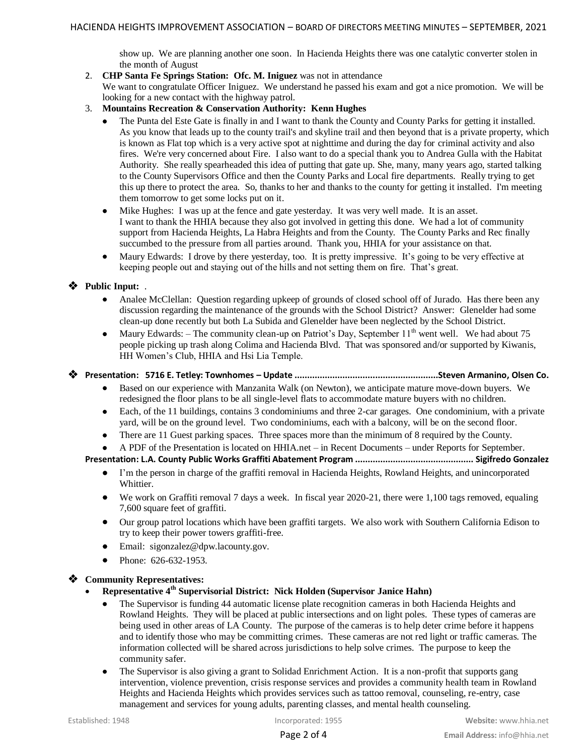show up. We are planning another one soon. In Hacienda Heights there was one catalytic converter stolen in the month of August

2. **CHP Santa Fe Springs Station: Ofc. M. Iniguez** was not in attendance
   We want to congratulate Officer Iniguez. We understand he passed his exam and got a nice promotion. We will be looking for a new contact with the highway patrol.
3. **Mountains Recreation & Conservation Authority: Kenn Hughes**
   - The Punta del Este Gate is finally in and I want to thank the County and County Parks for getting it installed. As you know that leads up to the county trail's and skyline trail and then beyond that is a private property, which is known as Flat top which is a very active spot at nighttime and during the day for criminal activity and also fires. We're very concerned about Fire. I also want to do a special thank you to Andrea Gulla with the Habitat Authority. She really spearheaded this idea of putting that gate up. She, many, many years ago, started talking to the County Supervisors Office and then the County Parks and Local fire departments. Really trying to get this up there to protect the area. So, thanks to her and thanks to the county for getting it installed. I'm meeting them tomorrow to get some locks put on it.
   - Mike Hughes: I was up at the fence and gate yesterday. It was very well made. It is an asset. I want to thank the HHIA because they also got involved in getting this done. We had a lot of community support from Hacienda Heights, La Habra Heights and from the County. The County Parks and Rec finally succumbed to the pressure from all parties around. Thank you, HHIA for your assistance on that.
   - Maury Edwards: I drove by there yesterday, too. It is pretty impressive. It's going to be very effective at keeping people out and staying out of the hills and not setting them on fire. That's great.

## ❖ Public Input: .

- Analee McClellan: Question regarding upkeep of grounds of closed school off of Jurado. Has there been any discussion regarding the maintenance of the grounds with the School District? Answer: Glenelder had some clean-up done recently but both La Subida and Glenelder have been neglected by the School District.
- Maury Edwards: – The community clean-up on Patriot's Day, September 11th went well. We had about 75 people picking up trash along Colima and Hacienda Blvd. That was sponsored and/or supported by Kiwanis, HH Women's Club, HHIA and Hsi Lia Temple.

## ❖ Presentation: 5716 E. Tetley: Townhomes – Update ........................................................Steven Armanino, Olsen Co.

- Based on our experience with Manzanita Walk (on Newton), we anticipate mature move-down buyers. We redesigned the floor plans to be all single-level flats to accommodate mature buyers with no children.
- Each, of the 11 buildings, contains 3 condominiums and three 2-car garages. One condominium, with a private yard, will be on the ground level. Two condominiums, each with a balcony, will be on the second floor.
- There are 11 Guest parking spaces. Three spaces more than the minimum of 8 required by the County.
- A PDF of the Presentation is located on HHIA.net – in Recent Documents – under Reports for September.

**Presentation: L.A. County Public Works Graffiti Abatement Program .............................................. Sigifredo Gonzalez**

- I'm the person in charge of the graffiti removal in Hacienda Heights, Rowland Heights, and unincorporated Whittier.
- We work on Graffiti removal 7 days a week. In fiscal year 2020-21, there were 1,100 tags removed, equaling 7,600 square feet of graffiti.
- Our group patrol locations which have been graffiti targets. We also work with Southern California Edison to try to keep their power towers graffiti-free.
- Email: sigonzalez@dpw.lacounty.gov.
- Phone: 626-632-1953.

## ❖ Community Representatives:

- **Representative 4th Supervisorial District: Nick Holden (Supervisor Janice Hahn)**
  - The Supervisor is funding 44 automatic license plate recognition cameras in both Hacienda Heights and Rowland Heights. They will be placed at public intersections and on light poles. These types of cameras are being used in other areas of LA County. The purpose of the cameras is to help deter crime before it happens and to identify those who may be committing crimes. These cameras are not red light or traffic cameras. The information collected will be shared across jurisdictions to help solve crimes. The purpose to keep the community safer.
  - The Supervisor is also giving a grant to Solidad Enrichment Action. It is a non-profit that supports gang intervention, violence prevention, crisis response services and provides a community health team in Rowland Heights and Hacienda Heights which provides services such as tattoo removal, counseling, re-entry, case management and services for young adults, parenting classes, and mental health counseling.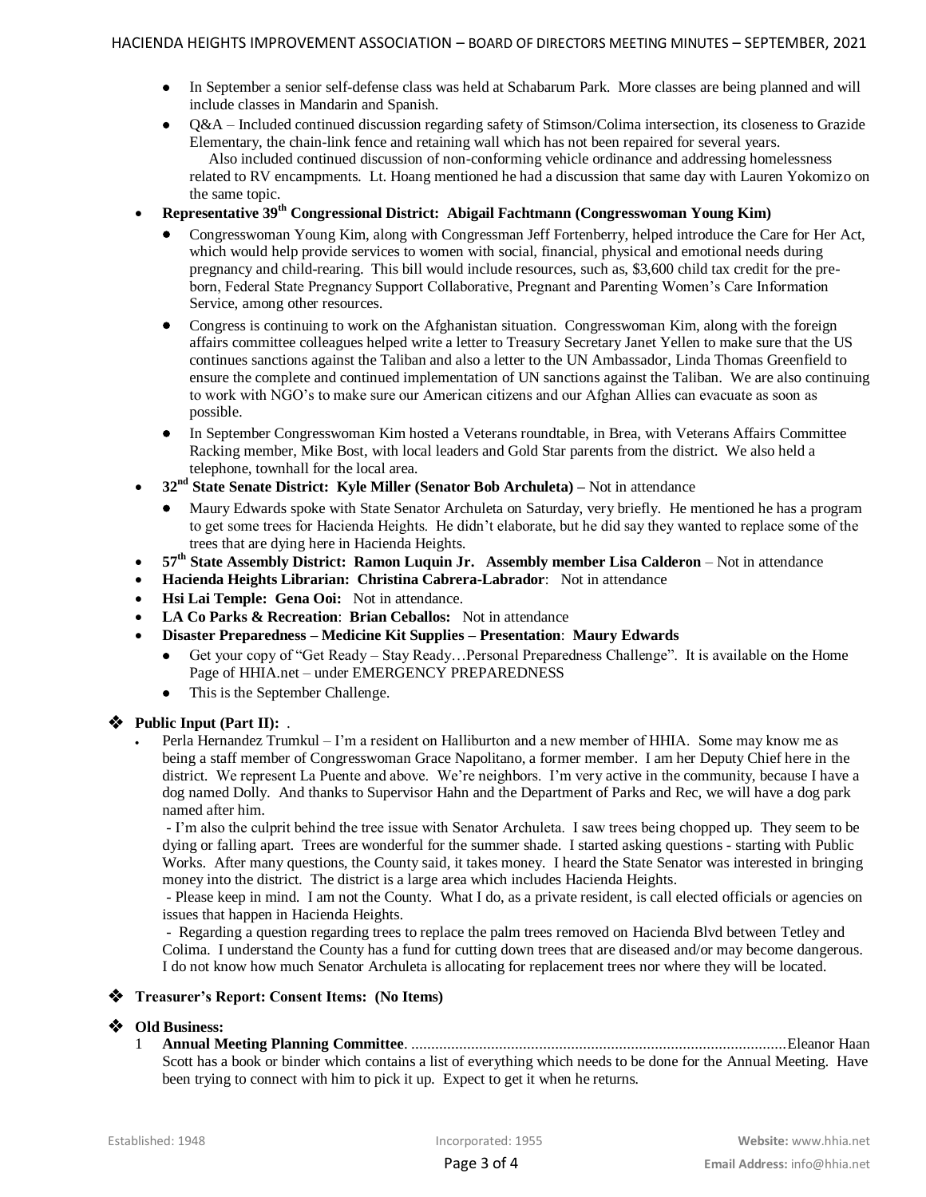- In September a senior self-defense class was held at Schabarum Park. More classes are being planned and will include classes in Mandarin and Spanish.
- Q&A – Included continued discussion regarding safety of Stimson/Colima intersection, its closeness to Grazide Elementary, the chain-link fence and retaining wall which has not been repaired for several years. Also included continued discussion of non-conforming vehicle ordinance and addressing homelessness related to RV encampments. Lt. Hoang mentioned he had a discussion that same day with Lauren Yokomizo on the same topic.

- **Representative 39th Congressional District: Abigail Fachtmann (Congresswoman Young Kim)**
  - Congresswoman Young Kim, along with Congressman Jeff Fortenberry, helped introduce the Care for Her Act, which would help provide services to women with social, financial, physical and emotional needs during pregnancy and child-rearing. This bill would include resources, such as, $3,600 child tax credit for the pre-born, Federal State Pregnancy Support Collaborative, Pregnant and Parenting Women's Care Information Service, among other resources.
  - Congress is continuing to work on the Afghanistan situation. Congresswoman Kim, along with the foreign affairs committee colleagues helped write a letter to Treasury Secretary Janet Yellen to make sure that the US continues sanctions against the Taliban and also a letter to the UN Ambassador, Linda Thomas Greenfield to ensure the complete and continued implementation of UN sanctions against the Taliban. We are also continuing to work with NGO's to make sure our American citizens and our Afghan Allies can evacuate as soon as possible.
  - In September Congresswoman Kim hosted a Veterans roundtable, in Brea, with Veterans Affairs Committee Racking member, Mike Bost, with local leaders and Gold Star parents from the district. We also held a telephone, townhall for the local area.
- **32nd State Senate District: Kyle Miller (Senator Bob Archuleta) –** Not in attendance
  - Maury Edwards spoke with State Senator Archuleta on Saturday, very briefly. He mentioned he has a program to get some trees for Hacienda Heights. He didn't elaborate, but he did say they wanted to replace some of the trees that are dying here in Hacienda Heights.
- **57th State Assembly District: Ramon Luquin Jr. Assembly member Lisa Calderon** – Not in attendance
- **Hacienda Heights Librarian: Christina Cabrera-Labrador**: Not in attendance
- **Hsi Lai Temple: Gena Ooi:** Not in attendance.
- **LA Co Parks & Recreation**: **Brian Ceballos:** Not in attendance
- **Disaster Preparedness – Medicine Kit Supplies – Presentation**: **Maury Edwards**
  - Get your copy of "Get Ready – Stay Ready…Personal Preparedness Challenge". It is available on the Home Page of HHIA.net – under EMERGENCY PREPAREDNESS
  - This is the September Challenge.

❖ **Public Input (Part II):** .

- Perla Hernandez Trumkul – I'm a resident on Halliburton and a new member of HHIA. Some may know me as being a staff member of Congresswoman Grace Napolitano, a former member. I am her Deputy Chief here in the district. We represent La Puente and above. We're neighbors. I'm very active in the community, because I have a dog named Dolly. And thanks to Supervisor Hahn and the Department of Parks and Rec, we will have a dog park named after him.
  - I'm also the culprit behind the tree issue with Senator Archuleta. I saw trees being chopped up. They seem to be dying or falling apart. Trees are wonderful for the summer shade. I started asking questions - starting with Public Works. After many questions, the County said, it takes money. I heard the State Senator was interested in bringing money into the district. The district is a large area which includes Hacienda Heights.
  - Please keep in mind. I am not the County. What I do, as a private resident, is call elected officials or agencies on issues that happen in Hacienda Heights.
  - Regarding a question regarding trees to replace the palm trees removed on Hacienda Blvd between Tetley and Colima. I understand the County has a fund for cutting down trees that are diseased and/or may become dangerous. I do not know how much Senator Archuleta is allocating for replacement trees nor where they will be located.

❖ **Treasurer's Report: Consent Items: (No Items)**

❖ **Old Business:**

1 **Annual Meeting Planning Committee**. ............................................................................................Eleanor Haan
Scott has a book or binder which contains a list of everything which needs to be done for the Annual Meeting. Have been trying to connect with him to pick it up. Expect to get it when he returns.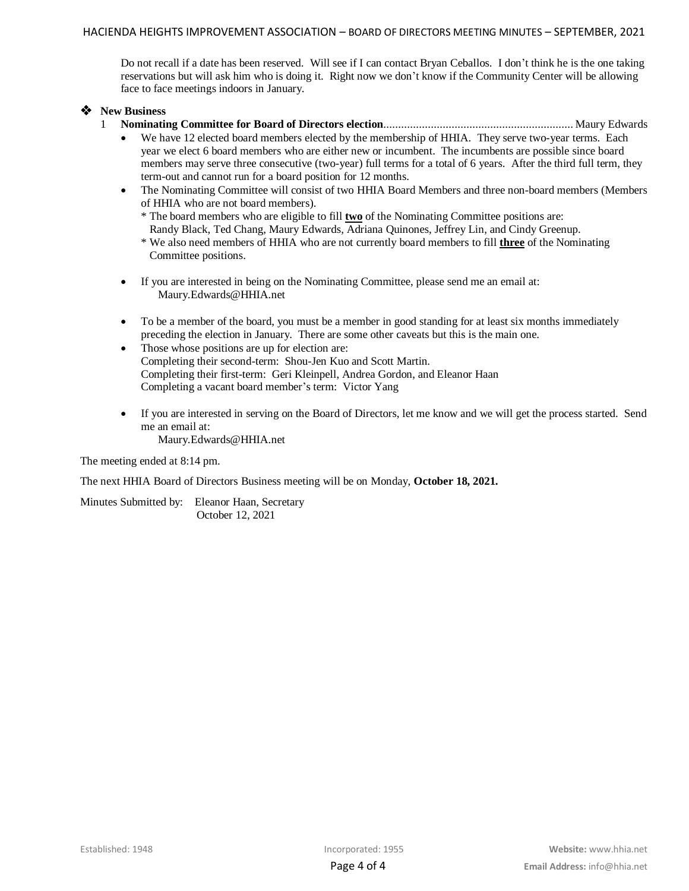Do not recall if a date has been reserved. Will see if I can contact Bryan Ceballos. I don't think he is the one taking reservations but will ask him who is doing it. Right now we don't know if the Community Center will be allowing face to face meetings indoors in January.

## ❖ New Business

1. **Nominating Committee for Board of Directors election**................................................................ Maury Edwards
   - We have 12 elected board members elected by the membership of HHIA. They serve two-year terms. Each year we elect 6 board members who are either new or incumbent. The incumbents are possible since board members may serve three consecutive (two-year) full terms for a total of 6 years. After the third full term, they term-out and cannot run for a board position for 12 months.
   - The Nominating Committee will consist of two HHIA Board Members and three non-board members (Members of HHIA who are not board members).
     * The board members who are eligible to fill **two** of the Nominating Committee positions are: Randy Black, Ted Chang, Maury Edwards, Adriana Quinones, Jeffrey Lin, and Cindy Greenup.
     * We also need members of HHIA who are not currently board members to fill **three** of the Nominating Committee positions.
   - If you are interested in being on the Nominating Committee, please send me an email at: Maury.Edwards@HHIA.net
   - To be a member of the board, you must be a member in good standing for at least six months immediately preceding the election in January. There are some other caveats but this is the main one.
   - Those whose positions are up for election are:
     Completing their second-term: Shou-Jen Kuo and Scott Martin.
     Completing their first-term: Geri Kleinpell, Andrea Gordon, and Eleanor Haan
     Completing a vacant board member's term: Victor Yang
   - If you are interested in serving on the Board of Directors, let me know and we will get the process started. Send me an email at: Maury.Edwards@HHIA.net

The meeting ended at 8:14 pm.

The next HHIA Board of Directors Business meeting will be on Monday, **October 18, 2021.**

Minutes Submitted by: Eleanor Haan, Secretary
October 12, 2021